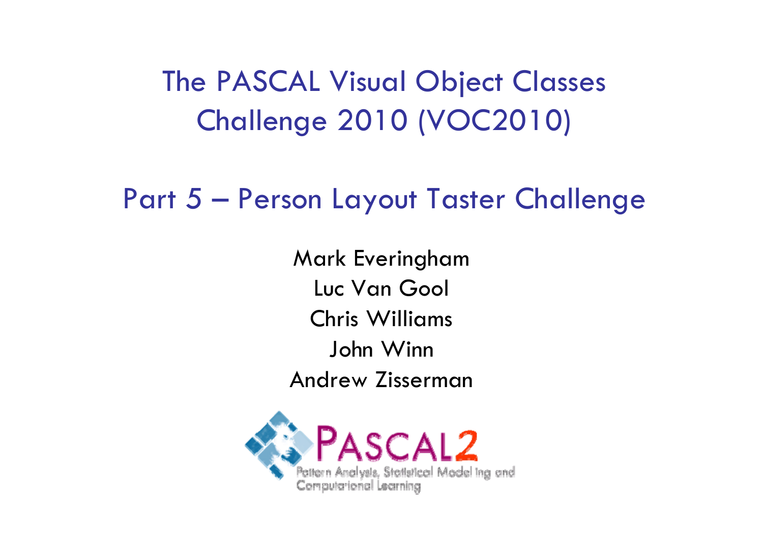# The PASCAL Visual Object Classes Challenge 2010 (VOC2010)

## Part 5 – Person Layout Taster Challenge

Mark Everingham
Luc Van Gool
Chris Williams
John Winn
Andrew Zisserman

PASCAL2
Pattern Analysis, Statistical Modelling and Computational Learning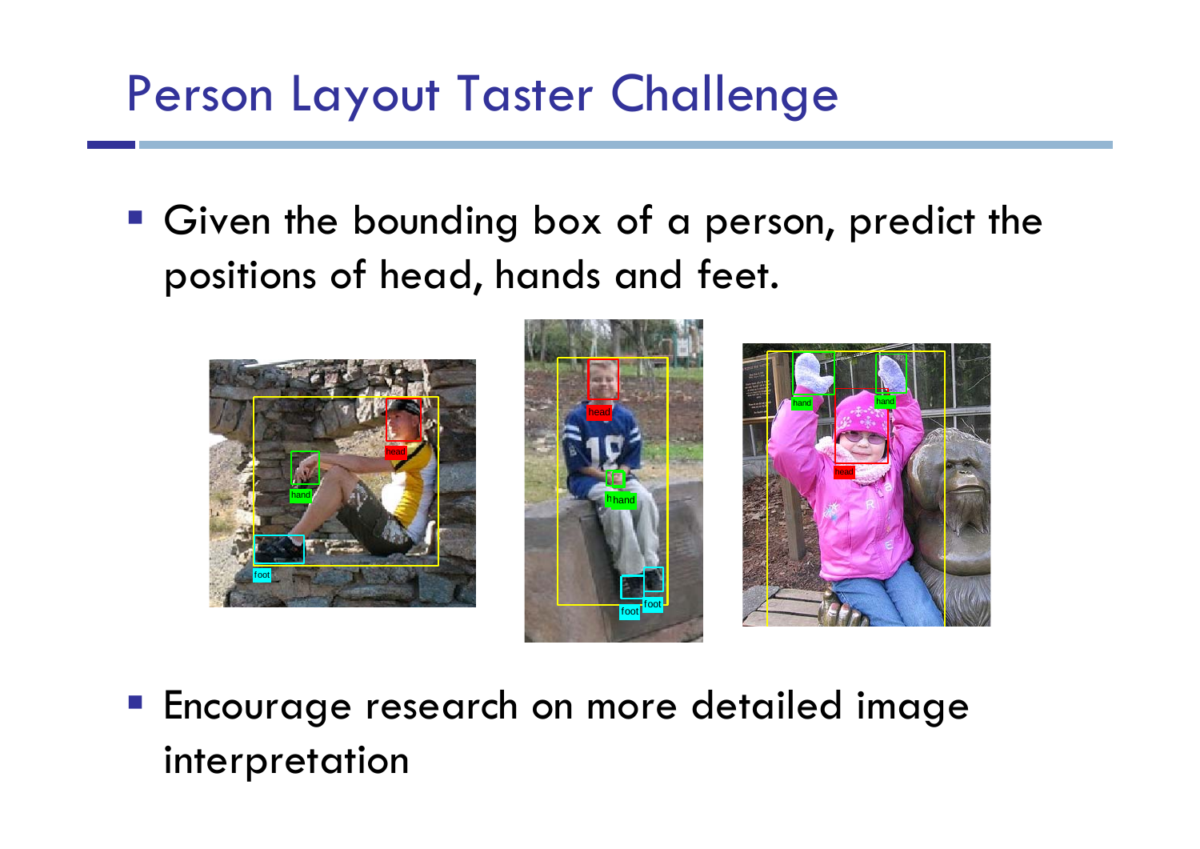# Person Layout Taster Challenge

- Given the bounding box of a person, predict the positions of head, hands and feet.
- Encourage research on more detailed image interpretation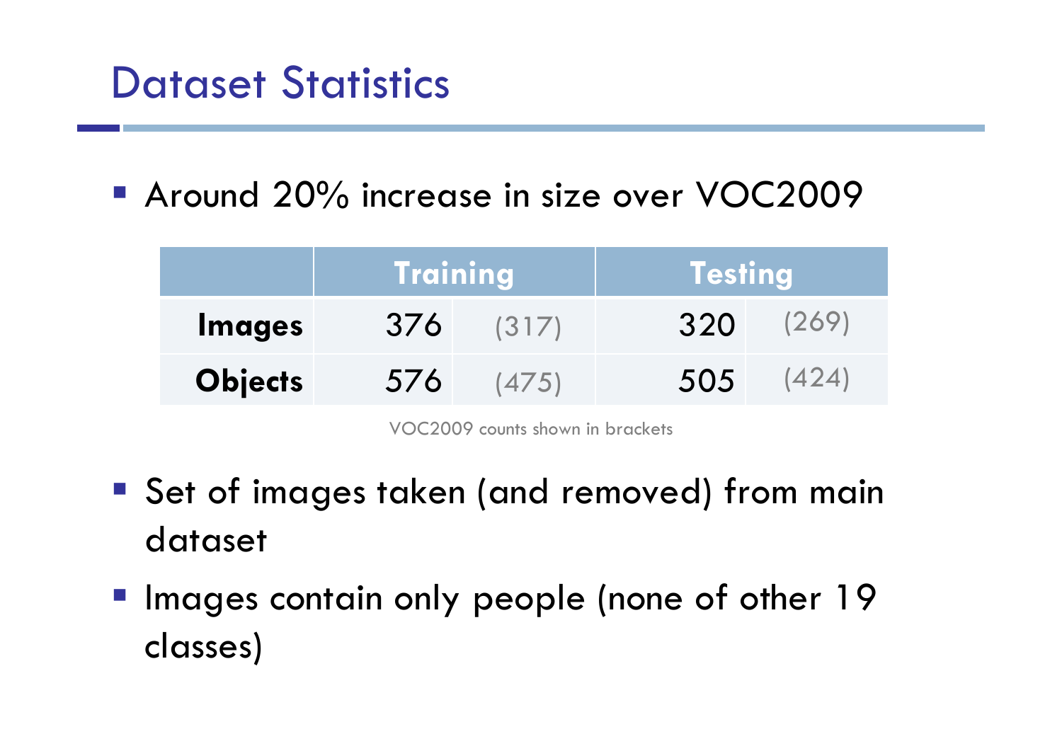# Dataset Statistics

- Around 20% increase in size over VOC2009

| | Training | | Testing | |
|---|---|---|---|---|
| **Images** | 376 | (317) | 320 | (269) |
| **Objects** | 576 | (475) | 505 | (424) |

VOC2009 counts shown in brackets

- Set of images taken (and removed) from main dataset
- Images contain only people (none of other 19 classes)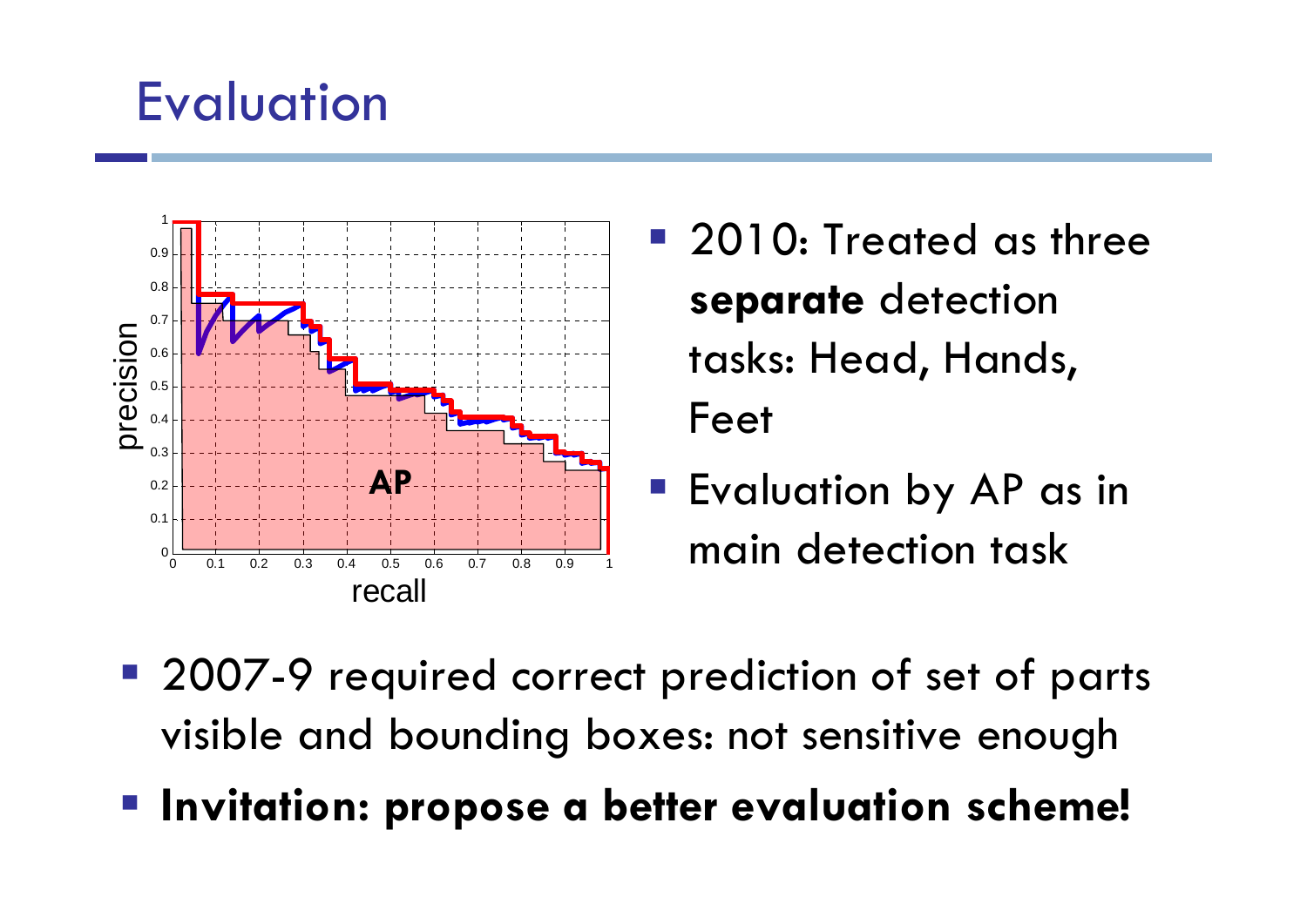# Evaluation

- 2010: Treated as three **separate** detection tasks: Head, Hands, Feet
- Evaluation by AP as in main detection task

- 2007-9 required correct prediction of set of parts visible and bounding boxes: not sensitive enough
- **Invitation: propose a better evaluation scheme!**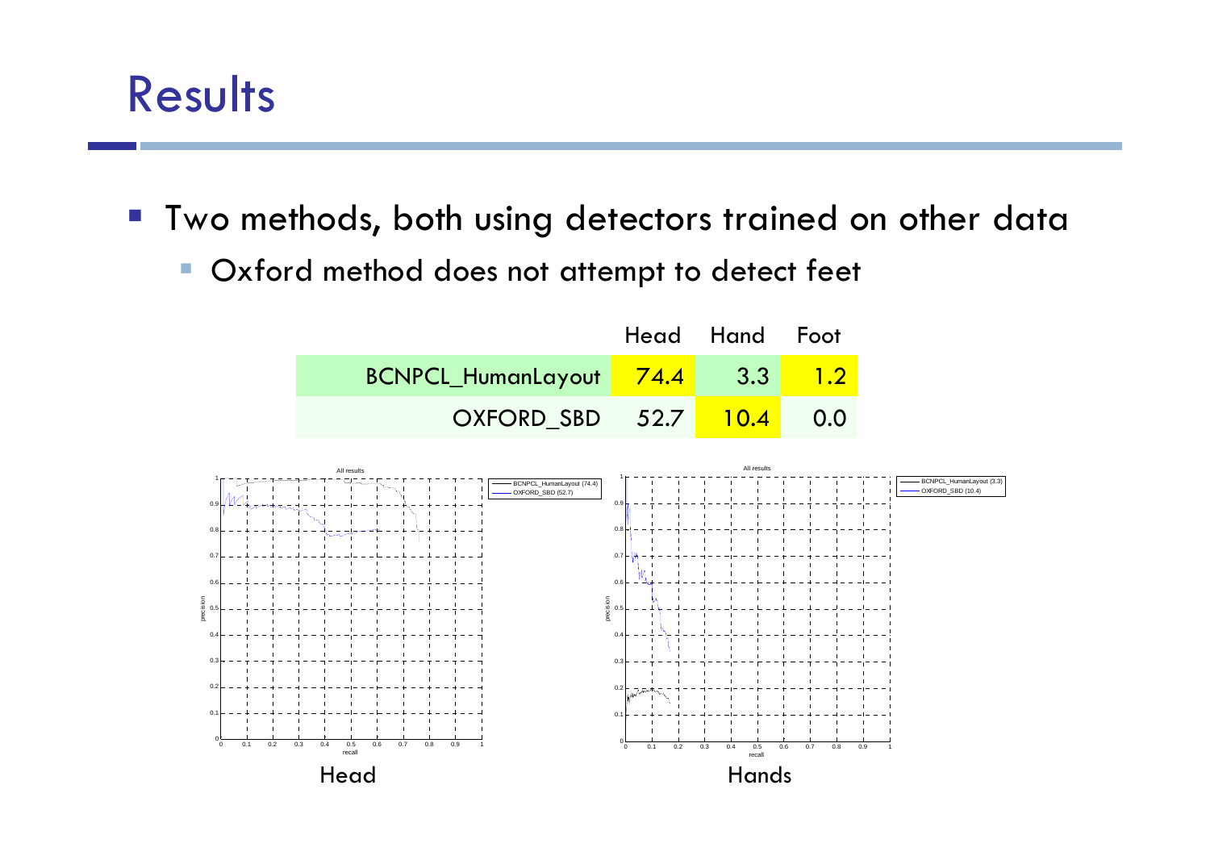# Results

- Two methods, both using detectors trained on other data
  - Oxford method does not attempt to detect feet

| | Head | Hand | Foot |
|---|---|---|---|
| BCNPCL_HumanLayout | 74.4 | 3.3 | 1.2 |
| OXFORD_SBD | 52.7 | 10.4 | 0.0 |

Head

Hands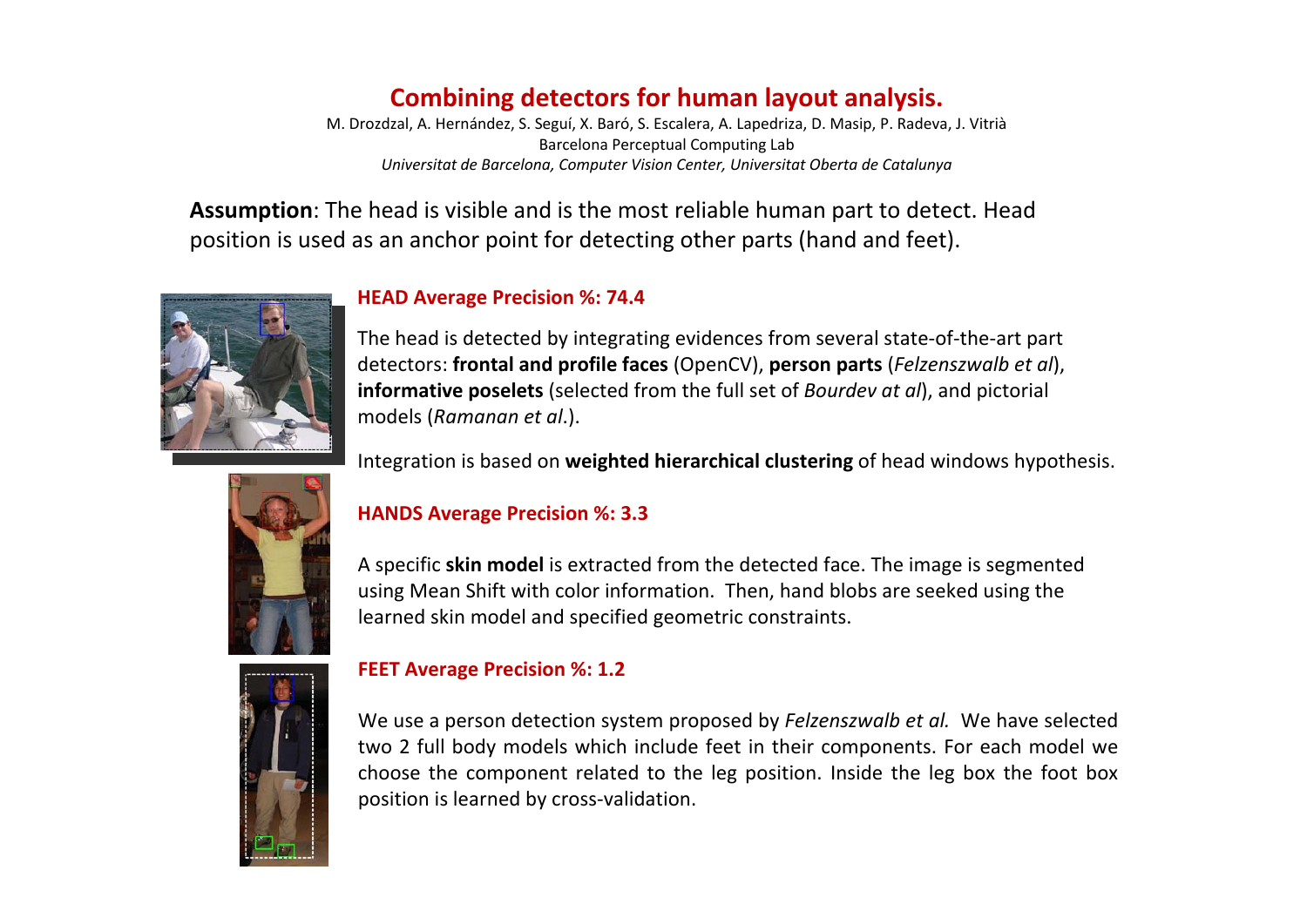# Combining detectors for human layout analysis.

M. Drozdzal, A. Hernández, S. Seguí, X. Baró, S. Escalera, A. Lapedriza, D. Masip, P. Radeva, J. Vitrià
Barcelona Perceptual Computing Lab
*Universitat de Barcelona, Computer Vision Center, Universitat Oberta de Catalunya*

**Assumption**: The head is visible and is the most reliable human part to detect. Head position is used as an anchor point for detecting other parts (hand and feet).

## HEAD Average Precision %: 74.4

The head is detected by integrating evidences from several state-of-the-art part detectors: **frontal and profile faces** (OpenCV), **person parts** (*Felzenszwalb et al*), **informative poselets** (selected from the full set of *Bourdev at al*), and pictorial models (*Ramanan et al*.).

Integration is based on **weighted hierarchical clustering** of head windows hypothesis.

## HANDS Average Precision %: 3.3

A specific **skin model** is extracted from the detected face. The image is segmented using Mean Shift with color information. Then, hand blobs are seeked using the learned skin model and specified geometric constraints.

## FEET Average Precision %: 1.2

We use a person detection system proposed by *Felzenszwalb et al.* We have selected two 2 full body models which include feet in their components. For each model we choose the component related to the leg position. Inside the leg box the foot box position is learned by cross-validation.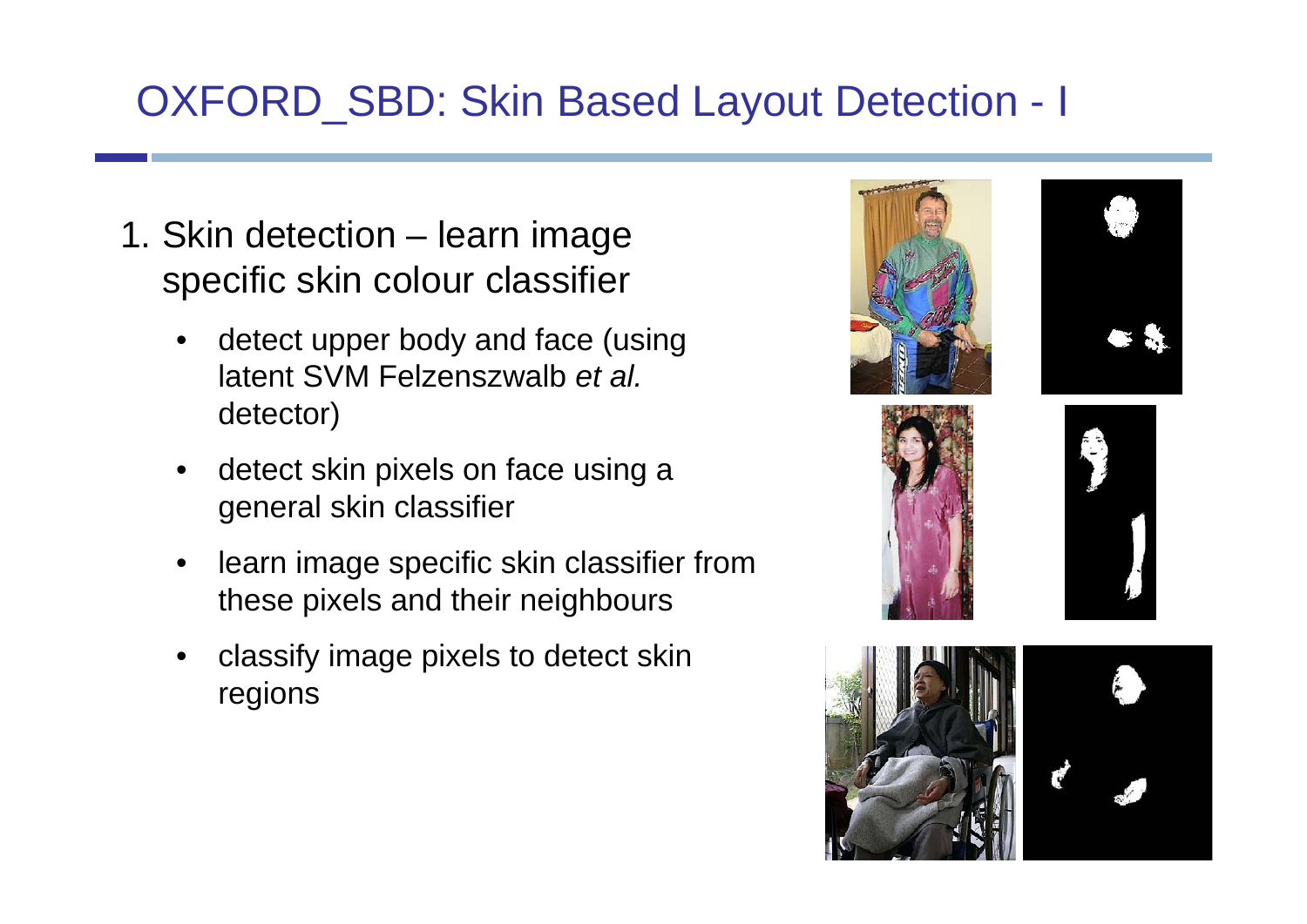# OXFORD_SBD: Skin Based Layout Detection - I

1. Skin detection – learn image specific skin colour classifier
   - detect upper body and face (using latent SVM Felzenszwalb *et al.* detector)
   - detect skin pixels on face using a general skin classifier
   - learn image specific skin classifier from these pixels and their neighbours
   - classify image pixels to detect skin regions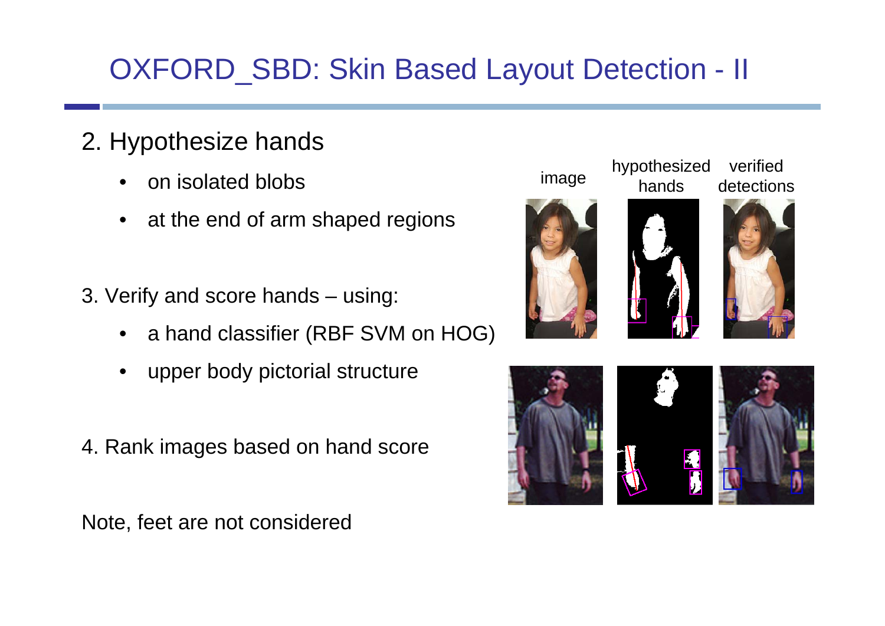# OXFORD_SBD: Skin Based Layout Detection - II

2. Hypothesize hands
   - on isolated blobs
   - at the end of arm shaped regions

3. Verify and score hands – using:
   - a hand classifier (RBF SVM on HOG)
   - upper body pictorial structure

4. Rank images based on hand score

Note, feet are not considered

image | hypothesized hands | verified detections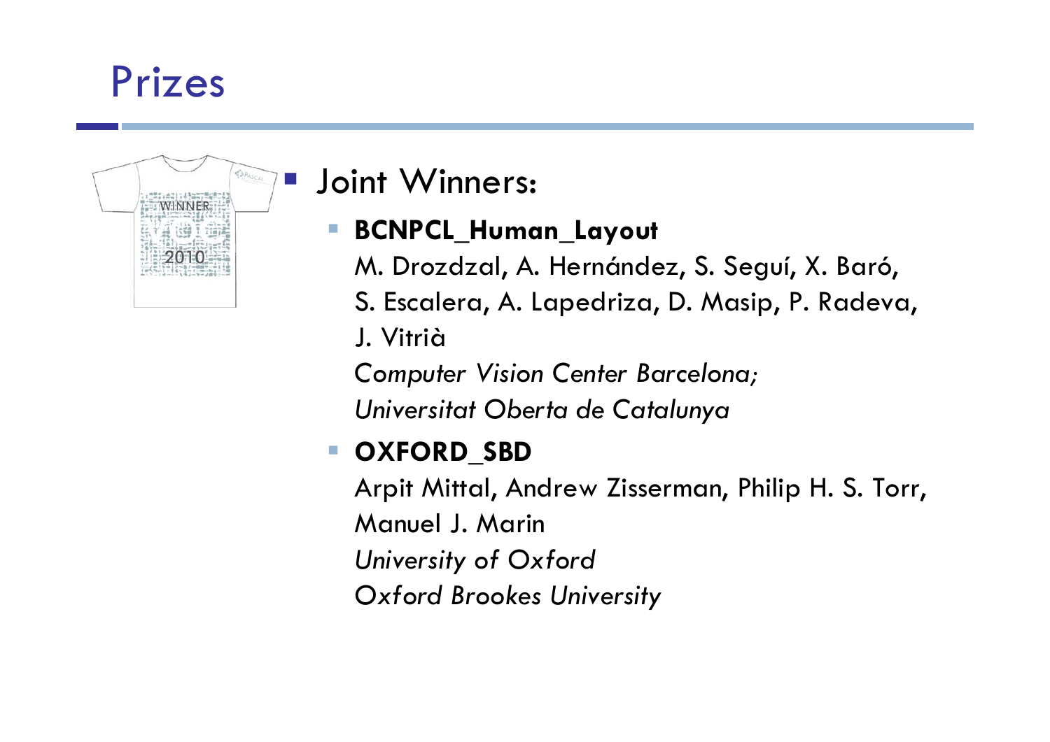# Prizes

- Joint Winners:
  - **BCNPCL_Human_Layout**
    M. Drozdzal, A. Hernández, S. Seguí, X. Baró, S. Escalera, A. Lapedriza, D. Masip, P. Radeva, J. Vitrià
    *Computer Vision Center Barcelona;*
    *Universitat Oberta de Catalunya*
  - **OXFORD_SBD**
    Arpit Mittal, Andrew Zisserman, Philip H. S. Torr, Manuel J. Marin
    *University of Oxford*
    *Oxford Brookes University*